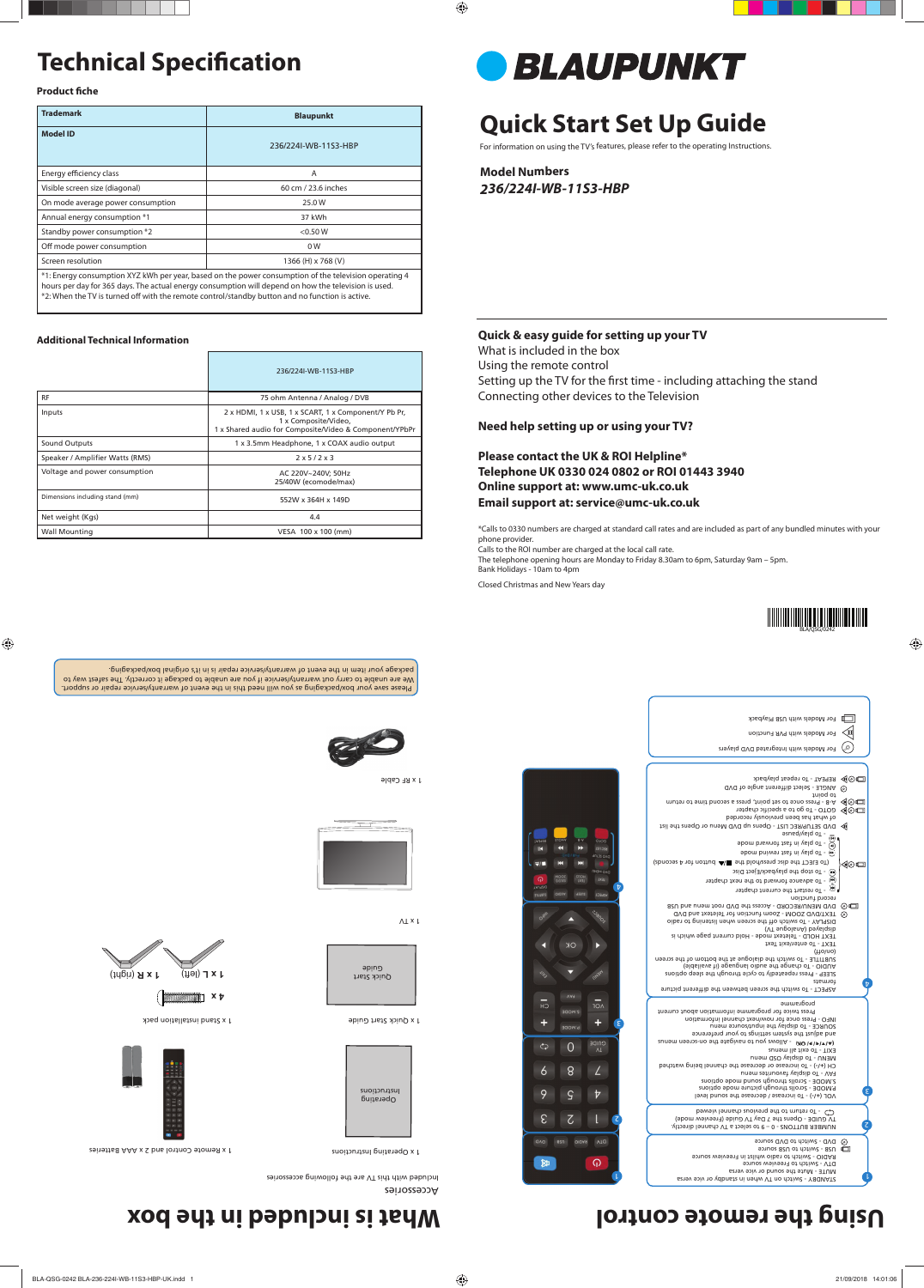# Technical Specification

**Product fiche**

| **Trademark** | **Blaupunkt** |
|---|---|
| **Model ID** | 236/224I-WB-11S3-HBP |
| Energy efficiency class | A |
| Visible screen size (diagonal) | 60 cm / 23.6 inches |
| On mode average power consumption | 25.0 W |
| Annual energy consumption *1 | 37 kWh |
| Standby power consumption *2 | <0.50 W |
| Off mode power consumption | 0 W |
| Screen resolution | 1366 (H) x 768 (V) |

*1: Energy consumption XYZ kWh per year, based on the power consumption of the television operating 4 hours per day for 365 days. The actual energy consumption will depend on how the television is used.
*2: When the TV is turned off with the remote control/standby button and no function is active.

**Additional Technical Information**

| | 236/224I-WB-11S3-HBP |
|---|---|
| RF | 75 ohm Antenna / Analog / DVB |
| Inputs | 2 x HDMI, 1 x USB, 1 x SCART, 1 x Component/Y Pb Pr, 1 x Composite/Video, 1 x Shared audio for Composite/Video & Component/YPbPr |
| Sound Outputs | 1 x 3.5mm Headphone, 1 x COAX audio output |
| Speaker / Amplifier Watts (RMS) | 2 x 5 / 2 x 3 |
| Voltage and power consumption | AC 220V~240V; 50Hz 25/40W (ecomode/max) |
| Dimensions including stand (mm) | 552W x 364H x 149D |
| Net weight (Kgs) | 4.4 |
| Wall Mounting | VESA 100 x 100 (mm) |

# BLAUPUNKT

# Quick Start Set Up Guide

For information on using the TV's features, please refer to the operating Instructions.

**Model Numbers**

***236/224I-WB-11S3-HBP***

**Quick & easy guide for setting up your TV**

What is included in the box
Using the remote control
Setting up the TV for the first time - including attaching the stand
Connecting other devices to the Television

**Need help setting up or using your TV?**

**Please contact the UK & ROI Helpline***
**Telephone UK 0330 024 0802 or ROI 01443 3940**
**Online support at: www.umc-uk.co.uk**
**Email support at: service@umc-uk.co.uk**

*Calls to 0330 numbers are charged at standard call rates and are included as part of any bundled minutes with your phone provider.
Calls to the ROI number are charged at the local call rate.
The telephone opening hours are Monday to Friday 8.30am to 6pm, Saturday 9am – 5pm.
Bank Holidays - 10am to 4pm

Closed Christmas and New Years day

BLA/QSG/0242

# What is included in the box

Accessories

Included with this TV are the following accessories

1 x Operating Instructions

1 x Remote Control and 2 x AAA Batteries

1 x Quick Start Guide

1 x Stand installation pack

4 x

1 x L (left)   1 x R (right)

1 x TV

1 x RF Cable

Please save your box/packaging as you will need this in the event of warranty/service repair or support. We are unable to carry out warranty/service if you are unable to package it correctly. The safest way to package your item in the event of warranty/service repair is in it's original box/packaging.

# Using the remote control

1. STANDBY - Switch on TV when in standby or vice versa
MUTE - Mute the sound or vice versa
DTV - Switch to Freeview source
RADIO - Switch to radio whilst in Freeview source
USB - Switch to USB source
DVD - Switch to DVD source

2. NUMBER BUTTONS - 0 – 9 to select a TV channel directly.
TV GUIDE - Opens the 7 Day TV Guide (Freeview mode)
↺ - To return to the previous channel viewed

3. VOL (+/-) - To increase / decrease the sound level
P.MODE - Scrolls through picture mode options
S.MODE - Scrolls through sound mode options
FAV - To display favourites menu
CH (+/-) - To increase or decrease the channel being watched
MENU - To display OSD menu
EXIT - To exit all menus
(▲/▼/◄/►/ OK) - Allows you to navigate the on-screen menus and adjust the system settings to your preference
SOURCE - To display the input/source menu
INFO - Press once for now/next channel information. Press twice for programme information about current programme

4. ASPECT - To switch between the different picture formats
SLEEP - Press repeatedly to cycle through the sleep options
AUDIO - To change the audio language (if available)
SUBTITLE - To switch the dialogue at the bottom of the screen (on/off)
TEXT - To enter/exit Text
TEXT HOLD - Teletext mode - Hold current page which is displayed (Analogue TV)
DISPLAY - To switch off the screen when listening to radio
TEXT/DVD ZOOM - Zoom function for Teletext and DVD
DVD MENU/RECORD - Access the DVD root menu and USB record function
- To restart the current chapter
- To advance forward to the next chapter
- To stop the playback/Eject Disc
(To EJECT the disc press/hold the ■/▲ button for 4 seconds)
- To play in fast rewind mode
- To play in fast forward mode
- To play/pause
DVD SETUP/REC LIST - Opens up DVD Menu or Opens the list of what has been previously recorded
GOTO - To go to a specific chapter
A-B - Press once to set point, press a second time to return to point
ANGLE - Select different angle of DVD
REPEAT - To repeat playback

For Models with Integrated DVD players
For Models with PVR Function
For Models with USB Playback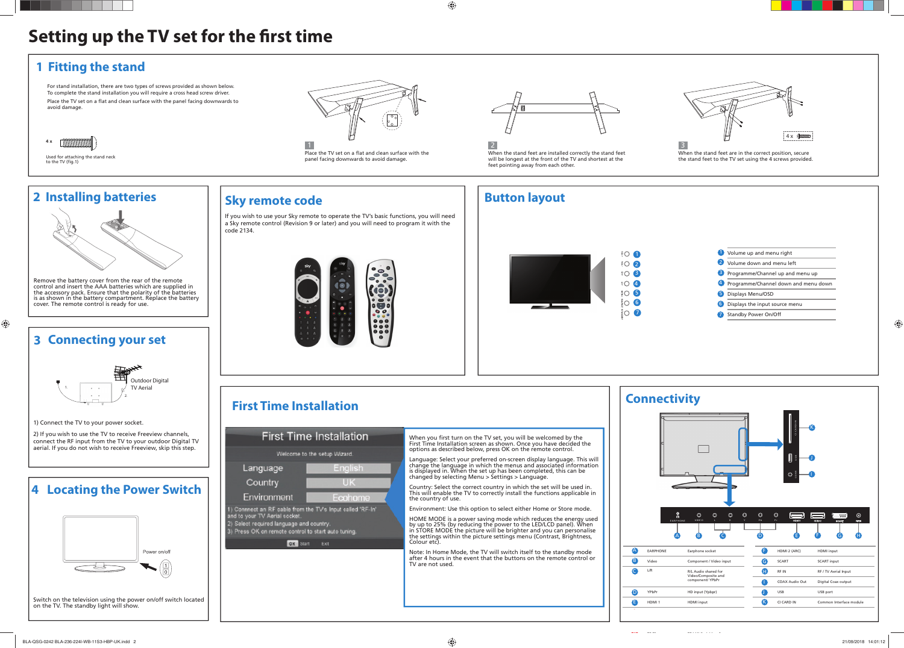# Setting up the TV set for the first time

## 1 Fitting the stand

For stand installation, there are two types of screws provided as shown below.
To complete the stand installation you will require a cross head screw driver.

Place the TV set on a flat and clean surface with the panel facing downwards to avoid damage.

4 x

Used for attaching the stand neck to the TV (fig.1)

1 Place the TV set on a flat and clean surface with the panel facing downwards to avoid damage.

2 When the stand feet are installed correctly the stand feet will be longest at the front of the TV and shortest at the feet pointing away from each other.

3 When the stand feet are in the correct position, secure the stand feet to the TV set using the 4 screws provided.

4 x

## 2 Installing batteries

Remove the battery cover from the rear of the remote control and insert the AAA batteries which are supplied in the accessory pack. Ensure that the polarity of the batteries is as shown in the battery compartment. Replace the battery cover. The remote control is ready for use.

## 3 Connecting your set

Outdoor Digital TV Aerial

1) Connect the TV to your power socket.

2) If you wish to use the TV to receive Freeview channels, connect the RF input from the TV to your outdoor Digital TV aerial. If you do not wish to receive Freeview, skip this step.

## 4 Locating the Power Switch

Power on/off

Switch on the television using the power on/off switch located on the TV. The standby light will show.

## Sky remote code

If you wish to use your Sky remote to operate the TV's basic functions, you will need a Sky remote control (Revision 9 or later) and you will need to program it with the code 2134.

## Button layout

1. Volume up and menu right
2. Volume down and menu left
3. Programme/Channel up and menu up
4. Programme/Channel down and menu down
5. Displays Menu/OSD
6. Displays the input source menu
7. Standby Power On/Off

## First Time Installation

First Time Installation

Welcome to the setup Wizard

| | |
|---|---|
| Language | English |
| Country | UK |
| Environment | Ecohome |

1) Connect an RF cable from the TV's Input called 'RF-In' and to your TV Aerial socket.
2) Select required language and country.
3) Press OK on remote control to start auto tuning.

OK Start    Exit

When you first turn on the TV set, you will be welcomed by the First Time Installation screen as shown. Once you have decided the options as described below, press OK on the remote control.

Language: Select your preferred on-screen display language. This will change the language in which the menus and associated information is displayed in. When the set up has been completed, this can be changed by selecting Menu > Settings > Language.

Country: Select the correct country in which the set will be used in. This will enable the TV to correctly install the functions applicable in the country of use.

Environment: Use this option to select either Home or Store mode.

HOME MODE is a power saving mode which reduces the energy used by up to 25% (by reducing the power to the LED/LCD panel). When in STORE MODE the picture will be brighter and you can personalise the settings within the picture settings menu (Contrast, Brightness, Colour etc).

Note: In Home Mode, the TV will switch itself to the standby mode after 4 hours in the event that the buttons on the remote control or TV are not used.

## Connectivity

| | | | | | | | |
|---|---|---|---|---|---|---|---|
| A | EARPHONE | Earphone socket | | F | HDMI 2 (ARC) | HDMI input |
| B | Video | Component / Video input | | G | SCART | SCART input |
| C | L/R | R/L Audio shared for Video/Composite and component/ YPbPr | | H | RF IN | RF / TV Aerial Input |
| | | | | I | COAX Audio Out | Digital Coax output |
| D | YPbPr | HD input (Ypbpr) | | J | USB | USB port |
| E | HDMI 1 | HDMI input | | K | CI CARD IN | Common Interface module |